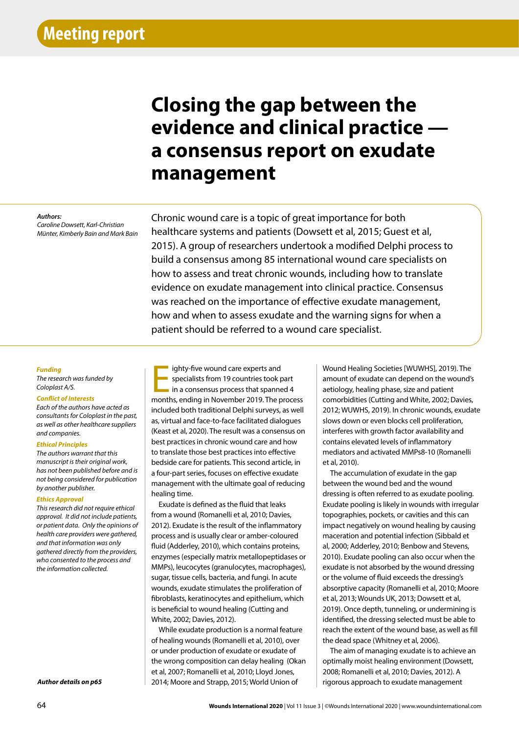Meeting report

# Closing the gap between the evidence and clinical practice — a consensus report on exudate management

*Authors:*
*Caroline Dowsett, Karl-Christian Münter, Kimberly Bain and Mark Bain*

Chronic wound care is a topic of great importance for both healthcare systems and patients (Dowsett et al, 2015; Guest et al, 2015). A group of researchers undertook a modified Delphi process to build a consensus among 85 international wound care specialists on how to assess and treat chronic wounds, including how to translate evidence on exudate management into clinical practice. Consensus was reached on the importance of effective exudate management, how and when to assess exudate and the warning signs for when a patient should be referred to a wound care specialist.

***Funding***
*The research was funded by Coloplast A/S.*

***Conflict of Interests***
*Each of the authors have acted as consultants for Coloplast in the past, as well as other healthcare suppliers and companies.*

***Ethical Principles***
*The authors warrant that this manuscript is their original work, has not been published before and is not being considered for publication by another publisher.*

***Ethics Approval***
*This research did not require ethical approval. It did not include patients, or patient data. Only the opinions of health care providers were gathered, and that information was only gathered directly from the providers, who consented to the process and the information collected.*

***Author details on p65***

Eighty-five wound care experts and specialists from 19 countries took part in a consensus process that spanned 4 months, ending in November 2019. The process included both traditional Delphi surveys, as well as, virtual and face-to-face facilitated dialogues (Keast et al, 2020). The result was a consensus on best practices in chronic wound care and how to translate those best practices into effective bedside care for patients. This second article, in a four-part series, focuses on effective exudate management with the ultimate goal of reducing healing time.

Exudate is defined as the fluid that leaks from a wound (Romanelli et al, 2010; Davies, 2012). Exudate is the result of the inflammatory process and is usually clear or amber-coloured fluid (Adderley, 2010), which contains proteins, enzymes (especially matrix metallopeptidases or MMPs), leucocytes (granulocytes, macrophages), sugar, tissue cells, bacteria, and fungi. In acute wounds, exudate stimulates the proliferation of fibroblasts, keratinocytes and epithelium, which is beneficial to wound healing (Cutting and White, 2002; Davies, 2012).

While exudate production is a normal feature of healing wounds (Romanelli et al, 2010), over or under production of exudate or exudate of the wrong composition can delay healing (Okan et al, 2007; Romanelli et al, 2010; Lloyd Jones, 2014; Moore and Strapp, 2015; World Union of Wound Healing Societies [WUWHS], 2019). The amount of exudate can depend on the wound's aetiology, healing phase, size and patient comorbidities (Cutting and White, 2002; Davies, 2012; WUWHS, 2019). In chronic wounds, exudate slows down or even blocks cell proliferation, interferes with growth factor availability and contains elevated levels of inflammatory mediators and activated MMPs8-10 (Romanelli et al, 2010).

The accumulation of exudate in the gap between the wound bed and the wound dressing is often referred to as exudate pooling. Exudate pooling is likely in wounds with irregular topographies, pockets, or cavities and this can impact negatively on wound healing by causing maceration and potential infection (Sibbald et al, 2000; Adderley, 2010; Benbow and Stevens, 2010). Exudate pooling can also occur when the exudate is not absorbed by the wound dressing or the volume of fluid exceeds the dressing's absorptive capacity (Romanelli et al, 2010; Moore et al, 2013; Wounds UK, 2013; Dowsett et al, 2019). Once depth, tunneling, or undermining is identified, the dressing selected must be able to reach the extent of the wound base, as well as fill the dead space (Whitney et al, 2006).

The aim of managing exudate is to achieve an optimally moist healing environment (Dowsett, 2008; Romanelli et al, 2010; Davies, 2012). A rigorous approach to exudate management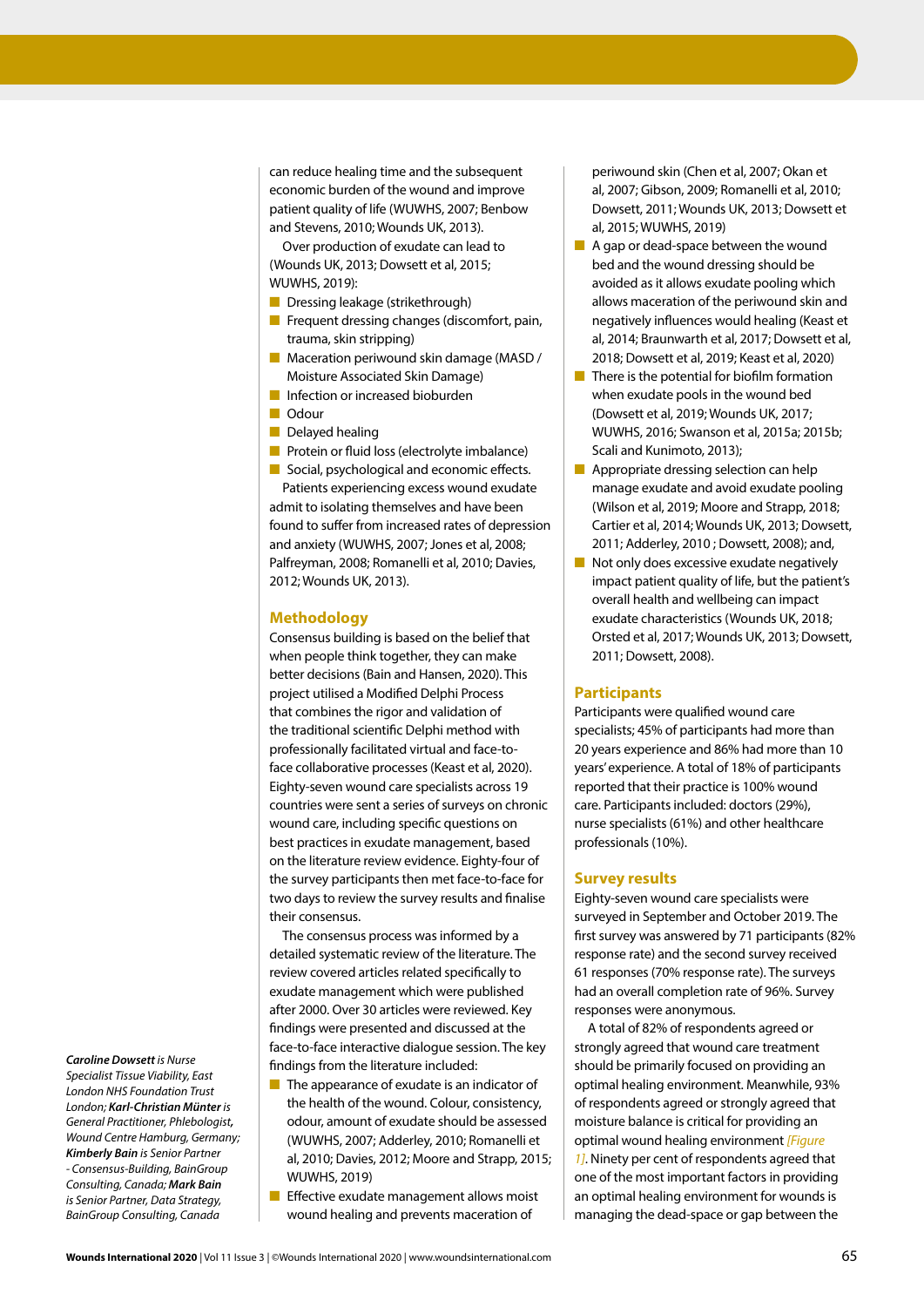can reduce healing time and the subsequent economic burden of the wound and improve patient quality of life (WUWHS, 2007; Benbow and Stevens, 2010; Wounds UK, 2013).

Over production of exudate can lead to (Wounds UK, 2013; Dowsett et al, 2015; WUWHS, 2019):

- Dressing leakage (strikethrough)
- Frequent dressing changes (discomfort, pain, trauma, skin stripping)
- Maceration periwound skin damage (MASD / Moisture Associated Skin Damage)
- Infection or increased bioburden
- Odour
- Delayed healing
- Protein or fluid loss (electrolyte imbalance)
- Social, psychological and economic effects.

Patients experiencing excess wound exudate admit to isolating themselves and have been found to suffer from increased rates of depression and anxiety (WUWHS, 2007; Jones et al, 2008; Palfreyman, 2008; Romanelli et al, 2010; Davies, 2012; Wounds UK, 2013).

## Methodology

Consensus building is based on the belief that when people think together, they can make better decisions (Bain and Hansen, 2020). This project utilised a Modified Delphi Process that combines the rigor and validation of the traditional scientific Delphi method with professionally facilitated virtual and face-to-face collaborative processes (Keast et al, 2020). Eighty-seven wound care specialists across 19 countries were sent a series of surveys on chronic wound care, including specific questions on best practices in exudate management, based on the literature review evidence. Eighty-four of the survey participants then met face-to-face for two days to review the survey results and finalise their consensus.

The consensus process was informed by a detailed systematic review of the literature. The review covered articles related specifically to exudate management which were published after 2000. Over 30 articles were reviewed. Key findings were presented and discussed at the face-to-face interactive dialogue session. The key findings from the literature included:

- The appearance of exudate is an indicator of the health of the wound. Colour, consistency, odour, amount of exudate should be assessed (WUWHS, 2007; Adderley, 2010; Romanelli et al, 2010; Davies, 2012; Moore and Strapp, 2015; WUWHS, 2019)
- Effective exudate management allows moist wound healing and prevents maceration of periwound skin (Chen et al, 2007; Okan et al, 2007; Gibson, 2009; Romanelli et al, 2010; Dowsett, 2011; Wounds UK, 2013; Dowsett et al, 2015; WUWHS, 2019)
- A gap or dead-space between the wound bed and the wound dressing should be avoided as it allows exudate pooling which allows maceration of the periwound skin and negatively influences would healing (Keast et al, 2014; Braunwarth et al, 2017; Dowsett et al, 2018; Dowsett et al, 2019; Keast et al, 2020)
- There is the potential for biofilm formation when exudate pools in the wound bed (Dowsett et al, 2019; Wounds UK, 2017; WUWHS, 2016; Swanson et al, 2015a; 2015b; Scali and Kunimoto, 2013);
- Appropriate dressing selection can help manage exudate and avoid exudate pooling (Wilson et al, 2019; Moore and Strapp, 2018; Cartier et al, 2014; Wounds UK, 2013; Dowsett, 2011; Adderley, 2010 ; Dowsett, 2008); and,
- Not only does excessive exudate negatively impact patient quality of life, but the patient's overall health and wellbeing can impact exudate characteristics (Wounds UK, 2018; Orsted et al, 2017; Wounds UK, 2013; Dowsett, 2011; Dowsett, 2008).

## Participants

Participants were qualified wound care specialists; 45% of participants had more than 20 years experience and 86% had more than 10 years' experience. A total of 18% of participants reported that their practice is 100% wound care. Participants included: doctors (29%), nurse specialists (61%) and other healthcare professionals (10%).

## Survey results

Eighty-seven wound care specialists were surveyed in September and October 2019. The first survey was answered by 71 participants (82% response rate) and the second survey received 61 responses (70% response rate). The surveys had an overall completion rate of 96%. Survey responses were anonymous.

A total of 82% of respondents agreed or strongly agreed that wound care treatment should be primarily focused on providing an optimal healing environment. Meanwhile, 93% of respondents agreed or strongly agreed that moisture balance is critical for providing an optimal wound healing environment *[Figure 1]*. Ninety per cent of respondents agreed that one of the most important factors in providing an optimal healing environment for wounds is managing the dead-space or gap between the

*Caroline Dowsett is Nurse Specialist Tissue Viability, East London NHS Foundation Trust London; **Karl-Christian Münter** is General Practitioner, Phlebologist, Wound Centre Hamburg, Germany; **Kimberly Bain** is Senior Partner - Consensus-Building, BainGroup Consulting, Canada; **Mark Bain** is Senior Partner, Data Strategy, BainGroup Consulting, Canada*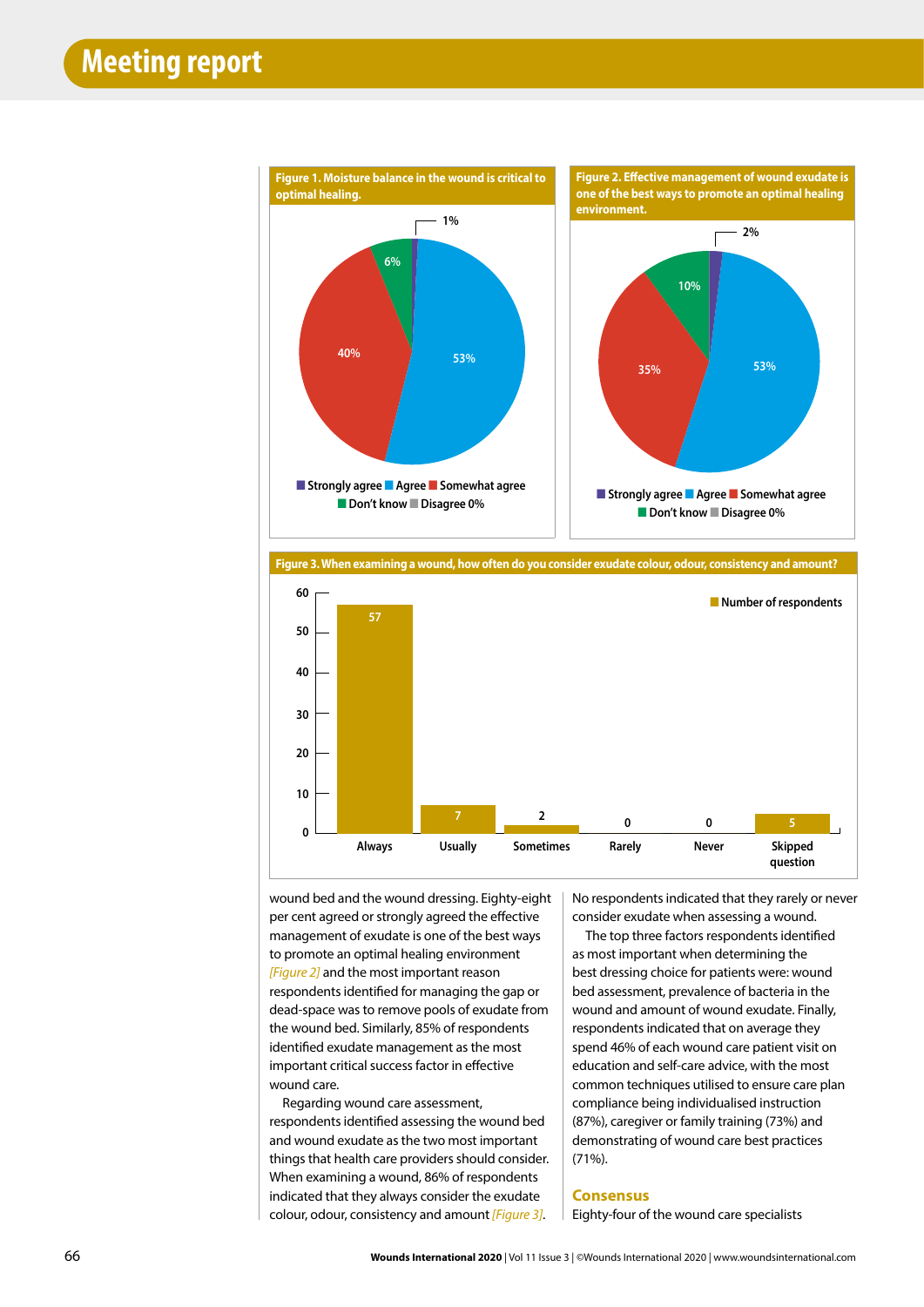**Figure 1. Moisture balance in the wound is critical to optimal healing.**

| Response | Percentage |
|---|---|
| Strongly agree | 1% |
| Agree | 53% |
| Somewhat agree | 40% |
| Don't know | 6% |
| Disagree | 0% |

**Figure 2. Effective management of wound exudate is one of the best ways to promote an optimal healing environment.**

| Response | Percentage |
|---|---|
| Strongly agree | 2% |
| Agree | 53% |
| Somewhat agree | 35% |
| Don't know | 10% |
| Disagree | 0% |

**Figure 3. When examining a wound, how often do you consider exudate colour, odour, consistency and amount?**

| Response | Number of respondents |
|---|---|
| Always | 57 |
| Usually | 7 |
| Sometimes | 2 |
| Rarely | 0 |
| Never | 0 |
| Skipped question | 5 |

wound bed and the wound dressing. Eighty-eight per cent agreed or strongly agreed the effective management of exudate is one of the best ways to promote an optimal healing environment *[Figure 2]* and the most important reason respondents identified for managing the gap or dead-space was to remove pools of exudate from the wound bed. Similarly, 85% of respondents identified exudate management as the most important critical success factor in effective wound care.

Regarding wound care assessment, respondents identified assessing the wound bed and wound exudate as the two most important things that health care providers should consider. When examining a wound, 86% of respondents indicated that they always consider the exudate colour, odour, consistency and amount *[Figure 3]*. No respondents indicated that they rarely or never consider exudate when assessing a wound.

The top three factors respondents identified as most important when determining the best dressing choice for patients were: wound bed assessment, prevalence of bacteria in the wound and amount of wound exudate. Finally, respondents indicated that on average they spend 46% of each wound care patient visit on education and self-care advice, with the most common techniques utilised to ensure care plan compliance being individualised instruction (87%), caregiver or family training (73%) and demonstrating of wound care best practices (71%).

## Consensus

Eighty-four of the wound care specialists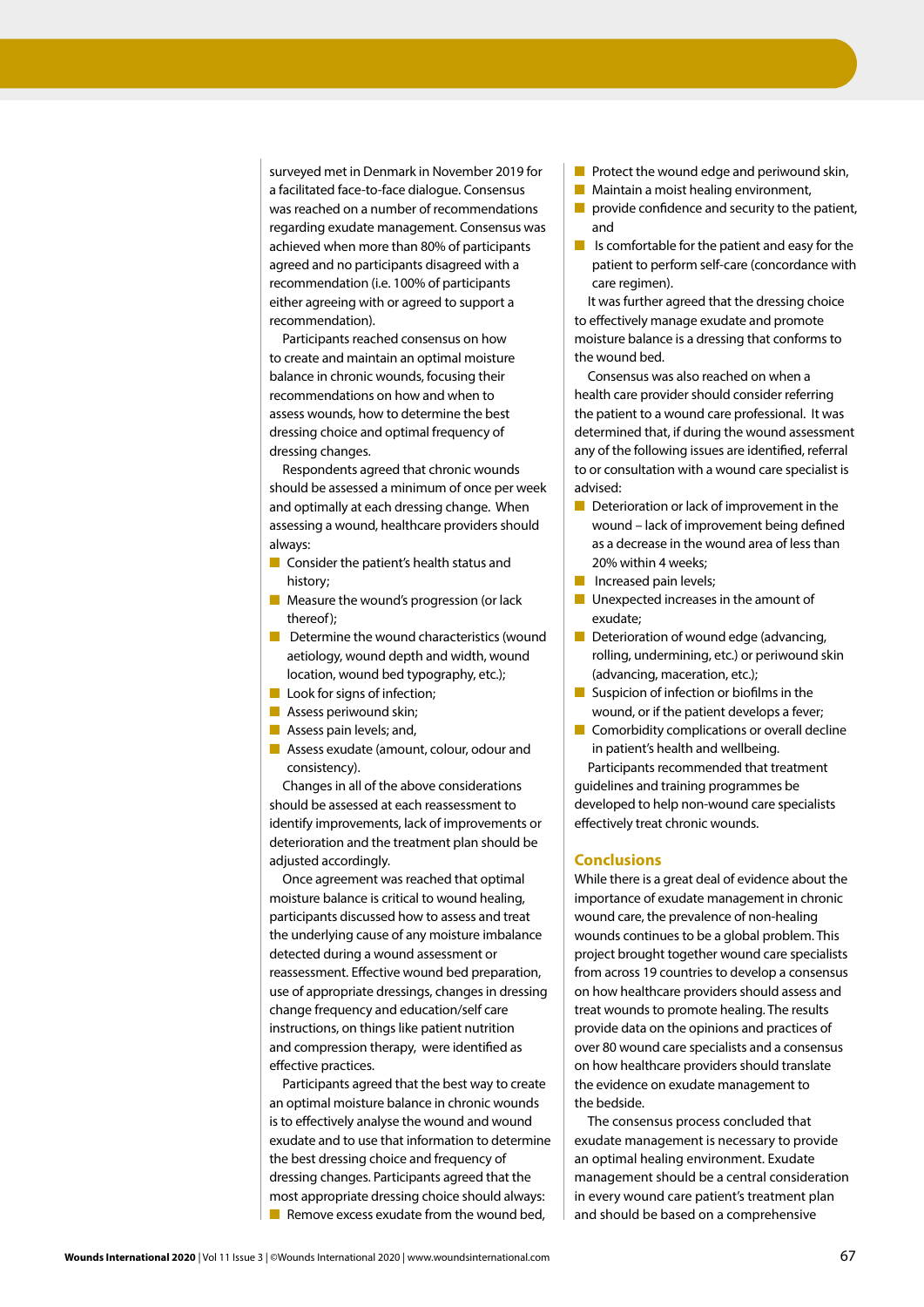surveyed met in Denmark in November 2019 for a facilitated face-to-face dialogue. Consensus was reached on a number of recommendations regarding exudate management. Consensus was achieved when more than 80% of participants agreed and no participants disagreed with a recommendation (i.e. 100% of participants either agreeing with or agreed to support a recommendation).

Participants reached consensus on how to create and maintain an optimal moisture balance in chronic wounds, focusing their recommendations on how and when to assess wounds, how to determine the best dressing choice and optimal frequency of dressing changes.

Respondents agreed that chronic wounds should be assessed a minimum of once per week and optimally at each dressing change. When assessing a wound, healthcare providers should always:

- Consider the patient's health status and history;
- Measure the wound's progression (or lack thereof);
- Determine the wound characteristics (wound aetiology, wound depth and width, wound location, wound bed typography, etc.);
- Look for signs of infection;
- Assess periwound skin;
- Assess pain levels; and,
- Assess exudate (amount, colour, odour and consistency).

Changes in all of the above considerations should be assessed at each reassessment to identify improvements, lack of improvements or deterioration and the treatment plan should be adjusted accordingly.

Once agreement was reached that optimal moisture balance is critical to wound healing, participants discussed how to assess and treat the underlying cause of any moisture imbalance detected during a wound assessment or reassessment. Effective wound bed preparation, use of appropriate dressings, changes in dressing change frequency and education/self care instructions, on things like patient nutrition and compression therapy, were identified as effective practices.

Participants agreed that the best way to create an optimal moisture balance in chronic wounds is to effectively analyse the wound and wound exudate and to use that information to determine the best dressing choice and frequency of dressing changes. Participants agreed that the most appropriate dressing choice should always:

- Remove excess exudate from the wound bed,
- Protect the wound edge and periwound skin,
- Maintain a moist healing environment,
- provide confidence and security to the patient, and
- Is comfortable for the patient and easy for the patient to perform self-care (concordance with care regimen).

It was further agreed that the dressing choice to effectively manage exudate and promote moisture balance is a dressing that conforms to the wound bed.

Consensus was also reached on when a health care provider should consider referring the patient to a wound care professional. It was determined that, if during the wound assessment any of the following issues are identified, referral to or consultation with a wound care specialist is advised:

- Deterioration or lack of improvement in the wound – lack of improvement being defined as a decrease in the wound area of less than 20% within 4 weeks;
- Increased pain levels;
- Unexpected increases in the amount of exudate;
- Deterioration of wound edge (advancing, rolling, undermining, etc.) or periwound skin (advancing, maceration, etc.);
- Suspicion of infection or biofilms in the wound, or if the patient develops a fever;
- Comorbidity complications or overall decline in patient's health and wellbeing.

Participants recommended that treatment guidelines and training programmes be developed to help non-wound care specialists effectively treat chronic wounds.

## Conclusions

While there is a great deal of evidence about the importance of exudate management in chronic wound care, the prevalence of non-healing wounds continues to be a global problem. This project brought together wound care specialists from across 19 countries to develop a consensus on how healthcare providers should assess and treat wounds to promote healing. The results provide data on the opinions and practices of over 80 wound care specialists and a consensus on how healthcare providers should translate the evidence on exudate management to the bedside.

The consensus process concluded that exudate management is necessary to provide an optimal healing environment. Exudate management should be a central consideration in every wound care patient's treatment plan and should be based on a comprehensive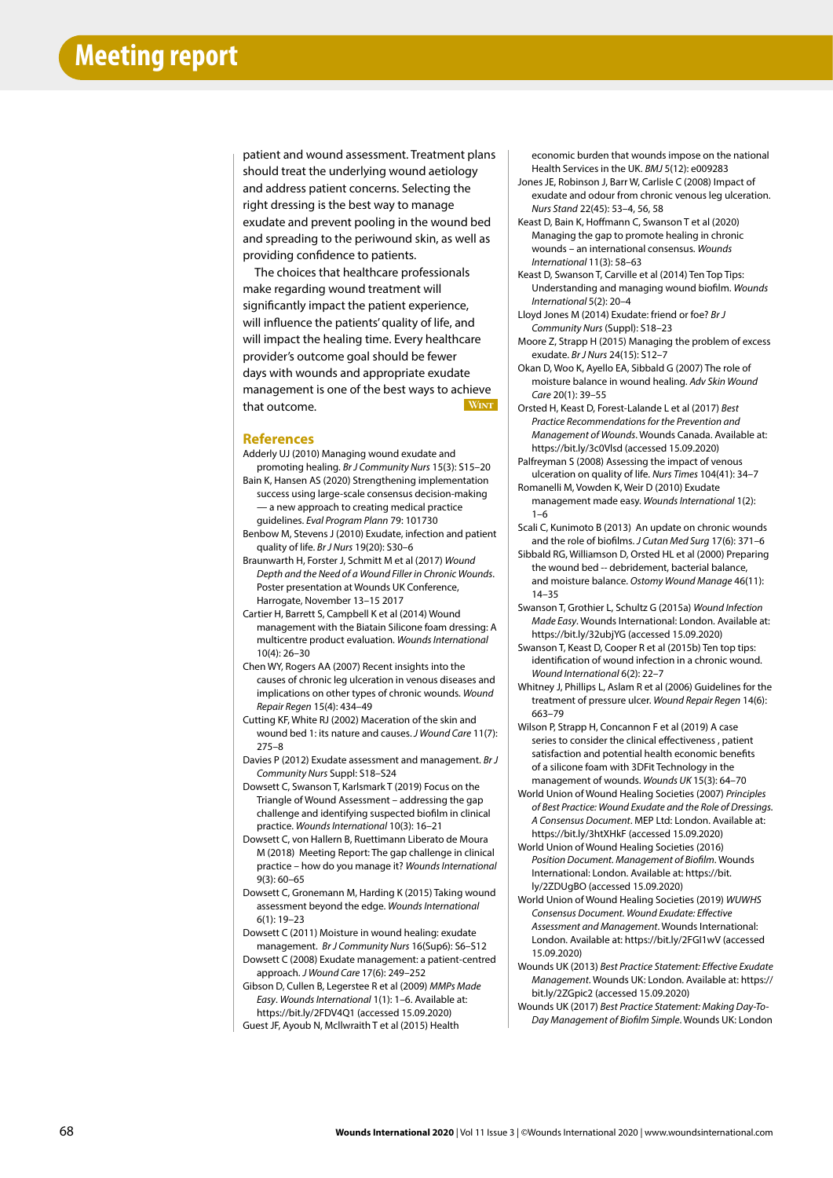patient and wound assessment. Treatment plans should treat the underlying wound aetiology and address patient concerns. Selecting the right dressing is the best way to manage exudate and prevent pooling in the wound bed and spreading to the periwound skin, as well as providing confidence to patients.

The choices that healthcare professionals make regarding wound treatment will significantly impact the patient experience, will influence the patients' quality of life, and will impact the healing time. Every healthcare provider's outcome goal should be fewer days with wounds and appropriate exudate management is one of the best ways to achieve that outcome.

## References

Adderly UJ (2010) Managing wound exudate and promoting healing. *Br J Community Nurs* 15(3): S15–20

Bain K, Hansen AS (2020) Strengthening implementation success using large-scale consensus decision-making — a new approach to creating medical practice guidelines. *Eval Program Plann* 79: 101730

Benbow M, Stevens J (2010) Exudate, infection and patient quality of life. *Br J Nurs* 19(20): S30–6

Braunwarth H, Forster J, Schmitt M et al (2017) *Wound Depth and the Need of a Wound Filler in Chronic Wounds*. Poster presentation at Wounds UK Conference, Harrogate, November 13–15 2017

Cartier H, Barrett S, Campbell K et al (2014) Wound management with the Biatain Silicone foam dressing: A multicentre product evaluation. *Wounds International* 10(4): 26–30

Chen WY, Rogers AA (2007) Recent insights into the causes of chronic leg ulceration in venous diseases and implications on other types of chronic wounds. *Wound Repair Regen* 15(4): 434–49

Cutting KF, White RJ (2002) Maceration of the skin and wound bed 1: its nature and causes. *J Wound Care* 11(7): 275–8

Davies P (2012) Exudate assessment and management. *Br J Community Nurs* Suppl: S18–S24

Dowsett C, Swanson T, Karlsmark T (2019) Focus on the Triangle of Wound Assessment – addressing the gap challenge and identifying suspected biofilm in clinical practice. *Wounds International* 10(3): 16–21

Dowsett C, von Hallern B, Ruettimann Liberato de Moura M (2018) Meeting Report: The gap challenge in clinical practice – how do you manage it? *Wounds International* 9(3): 60–65

Dowsett C, Gronemann M, Harding K (2015) Taking wound assessment beyond the edge. *Wounds International* 6(1): 19–23

Dowsett C (2011) Moisture in wound healing: exudate management. *Br J Community Nurs* 16(Sup6): S6–S12

Dowsett C (2008) Exudate management: a patient-centred approach. *J Wound Care* 17(6): 249–252

Gibson D, Cullen B, Legerstee R et al (2009) *MMPs Made Easy*. Wounds International 1(1): 1–6. Available at: https://bit.ly/2FDV4Q1 (accessed 15.09.2020)

Guest JF, Ayoub N, McIlwraith T et al (2015) Health economic burden that wounds impose on the national Health Services in the UK. *BMJ* 5(12): e009283

Jones JE, Robinson J, Barr W, Carlisle C (2008) Impact of exudate and odour from chronic venous leg ulceration. *Nurs Stand* 22(45): 53–4, 56, 58

Keast D, Bain K, Hoffmann C, Swanson T et al (2020) Managing the gap to promote healing in chronic wounds – an international consensus. *Wounds International* 11(3): 58–63

Keast D, Swanson T, Carville et al (2014) Ten Top Tips: Understanding and managing wound biofilm. *Wounds International* 5(2): 20–4

Lloyd Jones M (2014) Exudate: friend or foe? *Br J Community Nurs* (Suppl): S18–23

Moore Z, Strapp H (2015) Managing the problem of excess exudate. *Br J Nurs* 24(15): S12–7

Okan D, Woo K, Ayello EA, Sibbald G (2007) The role of moisture balance in wound healing. *Adv Skin Wound Care* 20(1): 39–55

Orsted H, Keast D, Forest-Lalande L et al (2017) *Best Practice Recommendations for the Prevention and Management of Wounds*. Wounds Canada. Available at: https://bit.ly/3c0Vlsd (accessed 15.09.2020)

Palfreyman S (2008) Assessing the impact of venous ulceration on quality of life. *Nurs Times* 104(41): 34–7

Romanelli M, Vowden K, Weir D (2010) Exudate management made easy. *Wounds International* 1(2): 1–6

Scali C, Kunimoto B (2013) An update on chronic wounds and the role of biofilms. *J Cutan Med Surg* 17(6): 371–6

Sibbald RG, Williamson D, Orsted HL et al (2000) Preparing the wound bed -- debridement, bacterial balance, and moisture balance. *Ostomy Wound Manage* 46(11): 14–35

Swanson T, Grothier L, Schultz G (2015a) *Wound Infection Made Easy*. Wounds International: London. Available at: https://bit.ly/32ubjYG (accessed 15.09.2020)

Swanson T, Keast D, Cooper R et al (2015b) Ten top tips: identification of wound infection in a chronic wound. *Wound International* 6(2): 22–7

Whitney J, Phillips L, Aslam R et al (2006) Guidelines for the treatment of pressure ulcer. *Wound Repair Regen* 14(6): 663–79

Wilson P, Strapp H, Concannon F et al (2019) A case series to consider the clinical effectiveness , patient satisfaction and potential health economic benefits of a silicone foam with 3DFit Technology in the management of wounds. *Wounds UK* 15(3): 64–70

World Union of Wound Healing Societies (2007) *Principles of Best Practice: Wound Exudate and the Role of Dressings. A Consensus Document*. MEP Ltd: London. Available at: https://bit.ly/3htXHkF (accessed 15.09.2020)

World Union of Wound Healing Societies (2016) *Position Document. Management of Biofilm*. Wounds International: London. Available at: https://bit.ly/2ZDUgBO (accessed 15.09.2020)

World Union of Wound Healing Societies (2019) *WUWHS Consensus Document. Wound Exudate: Effective Assessment and Management*. Wounds International: London. Available at: https://bit.ly/2FGI1wV (accessed 15.09.2020)

Wounds UK (2013) *Best Practice Statement: Effective Exudate Management*. Wounds UK: London. Available at: https://bit.ly/2ZGpic2 (accessed 15.09.2020)

Wounds UK (2017) *Best Practice Statement: Making Day-To-Day Management of Biofilm Simple*. Wounds UK: London